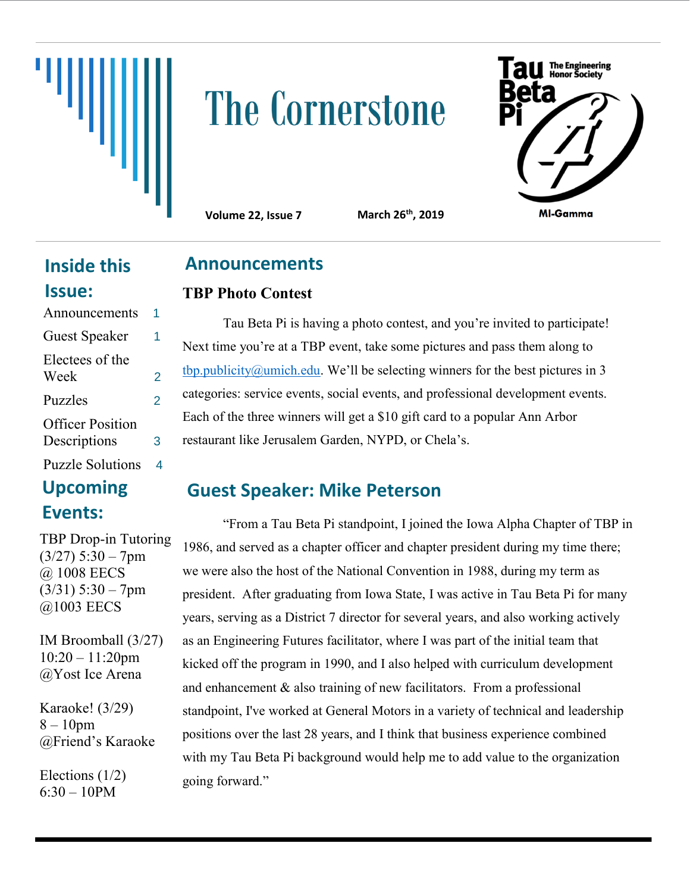# The Cornerstone

Tau Beta Pi — The Engineering Honor Society

MI-Gamma

**Volume 22, Issue 7** **March 26th, 2019**

## Inside this Issue:

- Announcements 1
- Guest Speaker 1
- Electees of the Week 2
- Puzzles 2
- Officer Position Descriptions 3
- Puzzle Solutions 4

## Upcoming Events:

TBP Drop-in Tutoring  
(3/27) 5:30 – 7pm  
@ 1008 EECS  
(3/31) 5:30 – 7pm  
@1003 EECS

IM Broomball (3/27)  
10:20 – 11:20pm  
@Yost Ice Arena

Karaoke! (3/29)  
8 – 10pm  
@Friend's Karaoke

Elections (1/2)  
6:30 – 10PM

## Announcements

### TBP Photo Contest

Tau Beta Pi is having a photo contest, and you're invited to participate! Next time you're at a TBP event, take some pictures and pass them along to tbp.publicity@umich.edu. We'll be selecting winners for the best pictures in 3 categories: service events, social events, and professional development events. Each of the three winners will get a $10 gift card to a popular Ann Arbor restaurant like Jerusalem Garden, NYPD, or Chela's.

## Guest Speaker: Mike Peterson

"From a Tau Beta Pi standpoint, I joined the Iowa Alpha Chapter of TBP in 1986, and served as a chapter officer and chapter president during my time there; we were also the host of the National Convention in 1988, during my term as president. After graduating from Iowa State, I was active in Tau Beta Pi for many years, serving as a District 7 director for several years, and also working actively as an Engineering Futures facilitator, where I was part of the initial team that kicked off the program in 1990, and I also helped with curriculum development and enhancement & also training of new facilitators. From a professional standpoint, I've worked at General Motors in a variety of technical and leadership positions over the last 28 years, and I think that business experience combined with my Tau Beta Pi background would help me to add value to the organization going forward."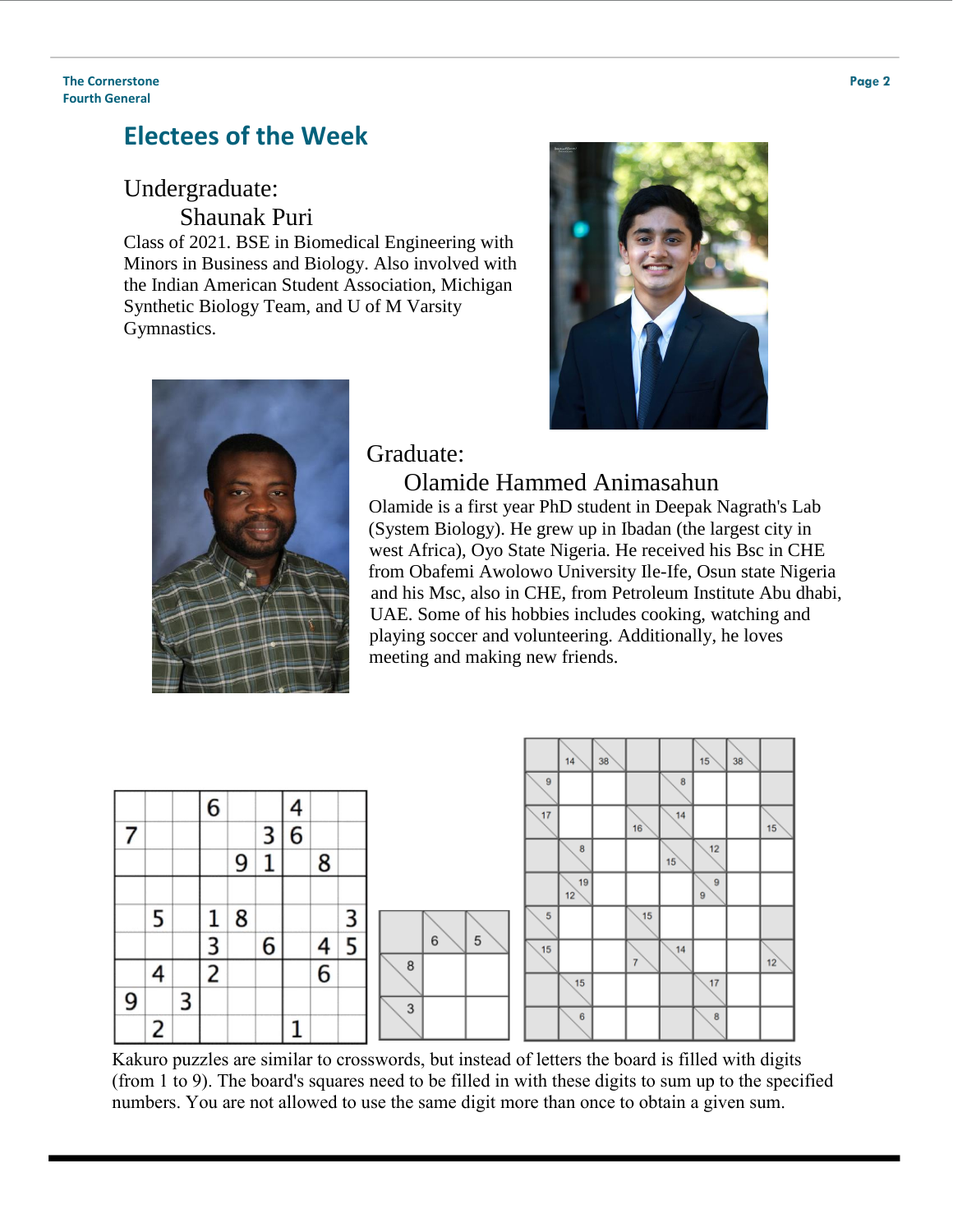## Electees of the Week

Undergraduate:

Shaunak Puri

Class of 2021. BSE in Biomedical Engineering with Minors in Business and Biology. Also involved with the Indian American Student Association, Michigan Synthetic Biology Team, and U of M Varsity Gymnastics.

Graduate:

Olamide Hammed Animasahun

Olamide is a first year PhD student in Deepak Nagrath's Lab (System Biology). He grew up in Ibadan (the largest city in west Africa), Oyo State Nigeria. He received his Bsc in CHE from Obafemi Awolowo University Ile-Ife, Osun state Nigeria and his Msc, also in CHE, from Petroleum Institute Abu dhabi, UAE. Some of his hobbies includes cooking, watching and playing soccer and volunteering. Additionally, he loves meeting and making new friends.

| | | | | | | | | |
|---|---|---|---|---|---|---|---|---|
| | | | 6 | | | 4 | | |
| 7 | | | | | 3 | 6 | | |
| | | | | 9 | 1 | | 8 | |
| | | | | | | | | |
| | 5 | | 1 | 8 | | | | 3 |
| | | | 3 | | 6 | | 4 | 5 |
| | 4 | | 2 | | | | 6 | |
| 9 | | 3 | | | | | | |
| | 2 | | | | | 1 | | |

Kakuro puzzles are similar to crosswords, but instead of letters the board is filled with digits (from 1 to 9). The board's squares need to be filled in with these digits to sum up to the specified numbers. You are not allowed to use the same digit more than once to obtain a given sum.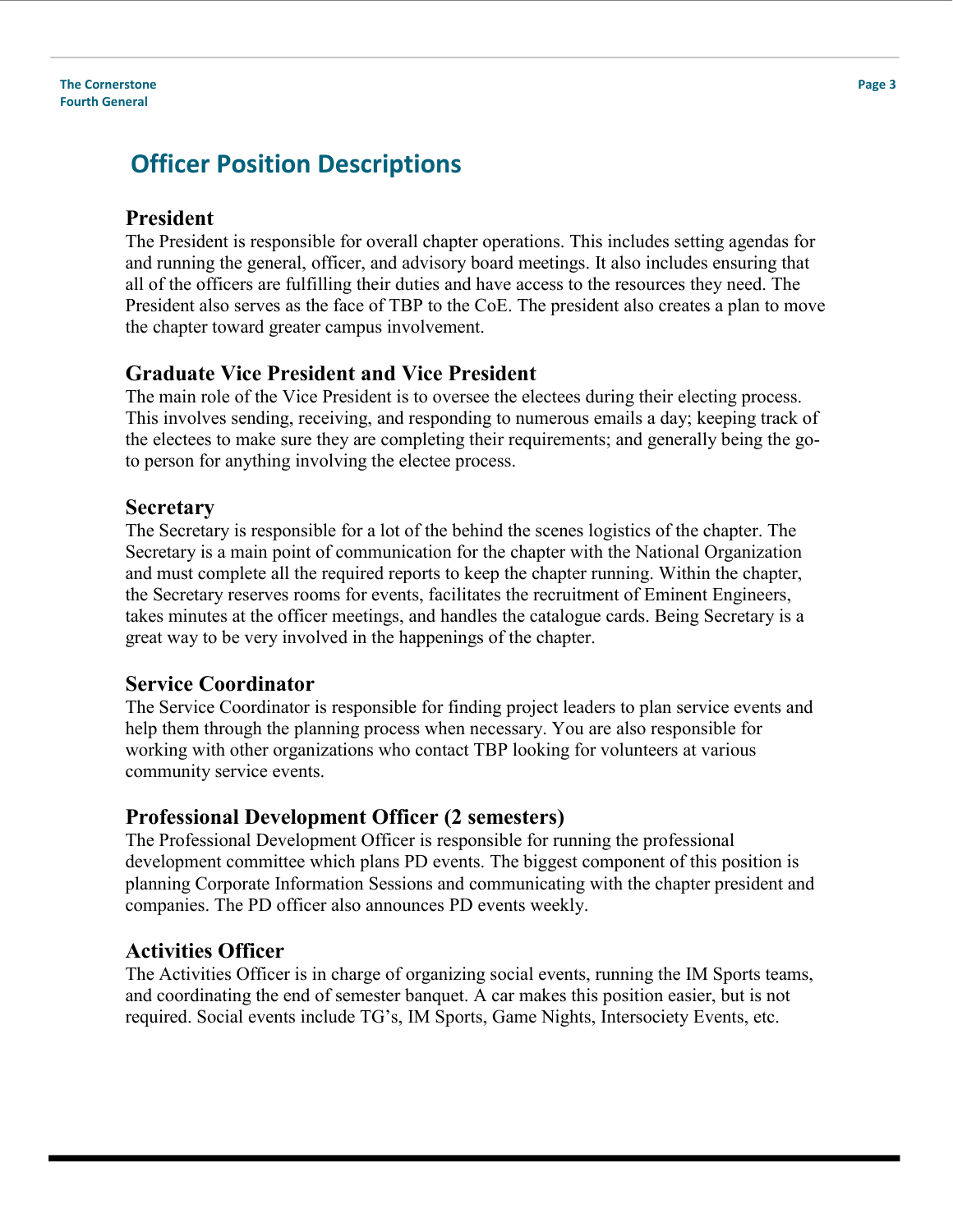## Officer Position Descriptions

### President

The President is responsible for overall chapter operations. This includes setting agendas for and running the general, officer, and advisory board meetings. It also includes ensuring that all of the officers are fulfilling their duties and have access to the resources they need. The President also serves as the face of TBP to the CoE. The president also creates a plan to move the chapter toward greater campus involvement.

### Graduate Vice President and Vice President

The main role of the Vice President is to oversee the electees during their electing process. This involves sending, receiving, and responding to numerous emails a day; keeping track of the electees to make sure they are completing their requirements; and generally being the go-to person for anything involving the electee process.

### Secretary

The Secretary is responsible for a lot of the behind the scenes logistics of the chapter. The Secretary is a main point of communication for the chapter with the National Organization and must complete all the required reports to keep the chapter running. Within the chapter, the Secretary reserves rooms for events, facilitates the recruitment of Eminent Engineers, takes minutes at the officer meetings, and handles the catalogue cards. Being Secretary is a great way to be very involved in the happenings of the chapter.

### Service Coordinator

The Service Coordinator is responsible for finding project leaders to plan service events and help them through the planning process when necessary. You are also responsible for working with other organizations who contact TBP looking for volunteers at various community service events.

### Professional Development Officer (2 semesters)

The Professional Development Officer is responsible for running the professional development committee which plans PD events. The biggest component of this position is planning Corporate Information Sessions and communicating with the chapter president and companies. The PD officer also announces PD events weekly.

### Activities Officer

The Activities Officer is in charge of organizing social events, running the IM Sports teams, and coordinating the end of semester banquet. A car makes this position easier, but is not required. Social events include TG's, IM Sports, Game Nights, Intersociety Events, etc.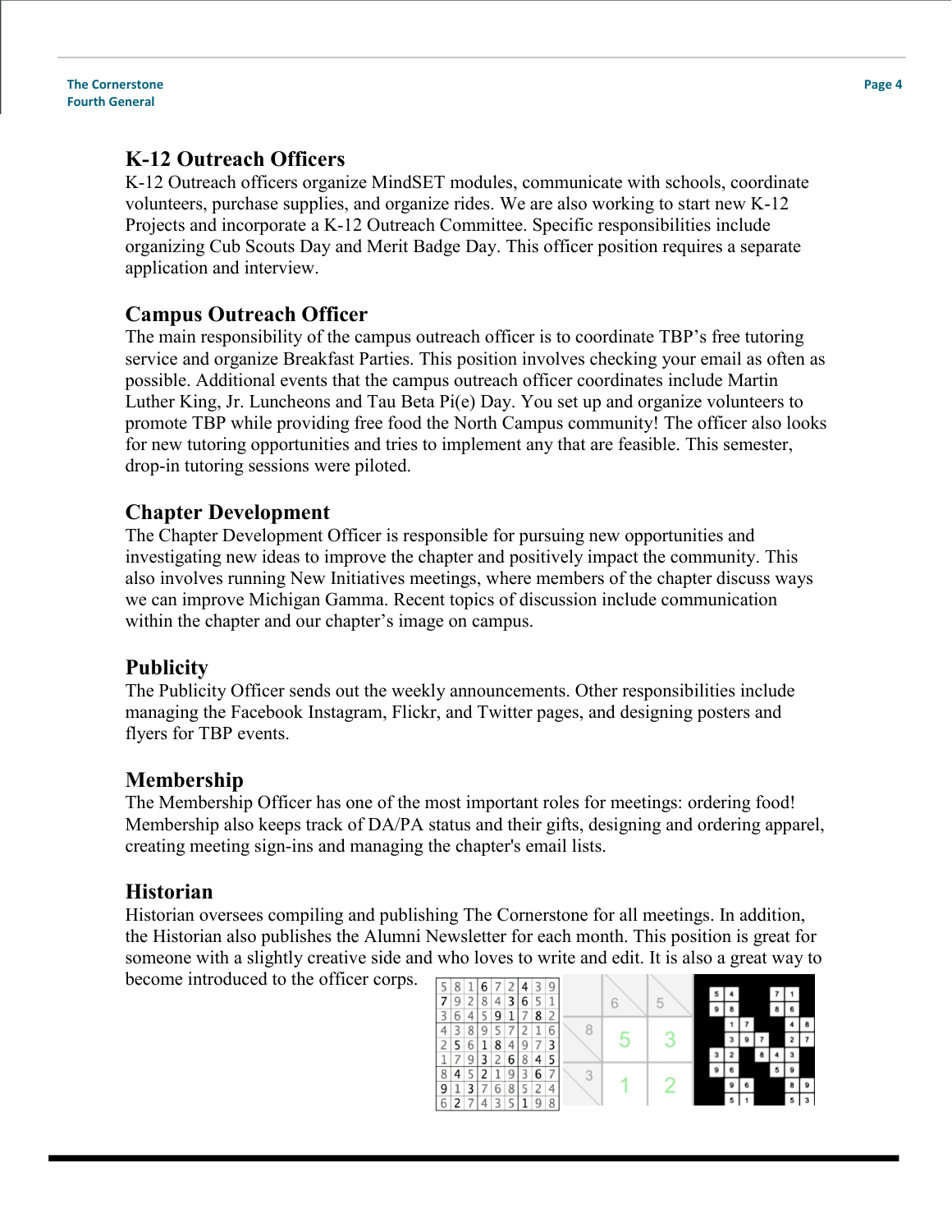## K-12 Outreach Officers

K-12 Outreach officers organize MindSET modules, communicate with schools, coordinate volunteers, purchase supplies, and organize rides. We are also working to start new K-12 Projects and incorporate a K-12 Outreach Committee. Specific responsibilities include organizing Cub Scouts Day and Merit Badge Day. This officer position requires a separate application and interview.

## Campus Outreach Officer

The main responsibility of the campus outreach officer is to coordinate TBP's free tutoring service and organize Breakfast Parties. This position involves checking your email as often as possible. Additional events that the campus outreach officer coordinates include Martin Luther King, Jr. Luncheons and Tau Beta Pi(e) Day. You set up and organize volunteers to promote TBP while providing free food the North Campus community! The officer also looks for new tutoring opportunities and tries to implement any that are feasible. This semester, drop-in tutoring sessions were piloted.

## Chapter Development

The Chapter Development Officer is responsible for pursuing new opportunities and investigating new ideas to improve the chapter and positively impact the community. This also involves running New Initiatives meetings, where members of the chapter discuss ways we can improve Michigan Gamma. Recent topics of discussion include communication within the chapter and our chapter's image on campus.

## Publicity

The Publicity Officer sends out the weekly announcements. Other responsibilities include managing the Facebook Instagram, Flickr, and Twitter pages, and designing posters and flyers for TBP events.

## Membership

The Membership Officer has one of the most important roles for meetings: ordering food! Membership also keeps track of DA/PA status and their gifts, designing and ordering apparel, creating meeting sign-ins and managing the chapter's email lists.

## Historian

Historian oversees compiling and publishing The Cornerstone for all meetings. In addition, the Historian also publishes the Alumni Newsletter for each month. This position is great for someone with a slightly creative side and who loves to write and edit. It is also a great way to become introduced to the officer corps.

| | | | | | | | | |
|---|---|---|---|---|---|---|---|---|
| 5 | 8 | 1 | 6 | 7 | 2 | 4 | 3 | 9 |
| 7 | 9 | 2 | 8 | 4 | 3 | 6 | 5 | 1 |
| 3 | 6 | 4 | 5 | 9 | 1 | 7 | 8 | 2 |
| 4 | 3 | 8 | 9 | 5 | 7 | 2 | 1 | 6 |
| 2 | 5 | 6 | 1 | 8 | 4 | 9 | 7 | 3 |
| 1 | 7 | 9 | 3 | 2 | 6 | 8 | 4 | 5 |
| 8 | 4 | 5 | 2 | 1 | 9 | 3 | 6 | 7 |
| 9 | 1 | 3 | 7 | 6 | 8 | 5 | 2 | 4 |
| 6 | 2 | 7 | 4 | 3 | 5 | 1 | 9 | 8 |